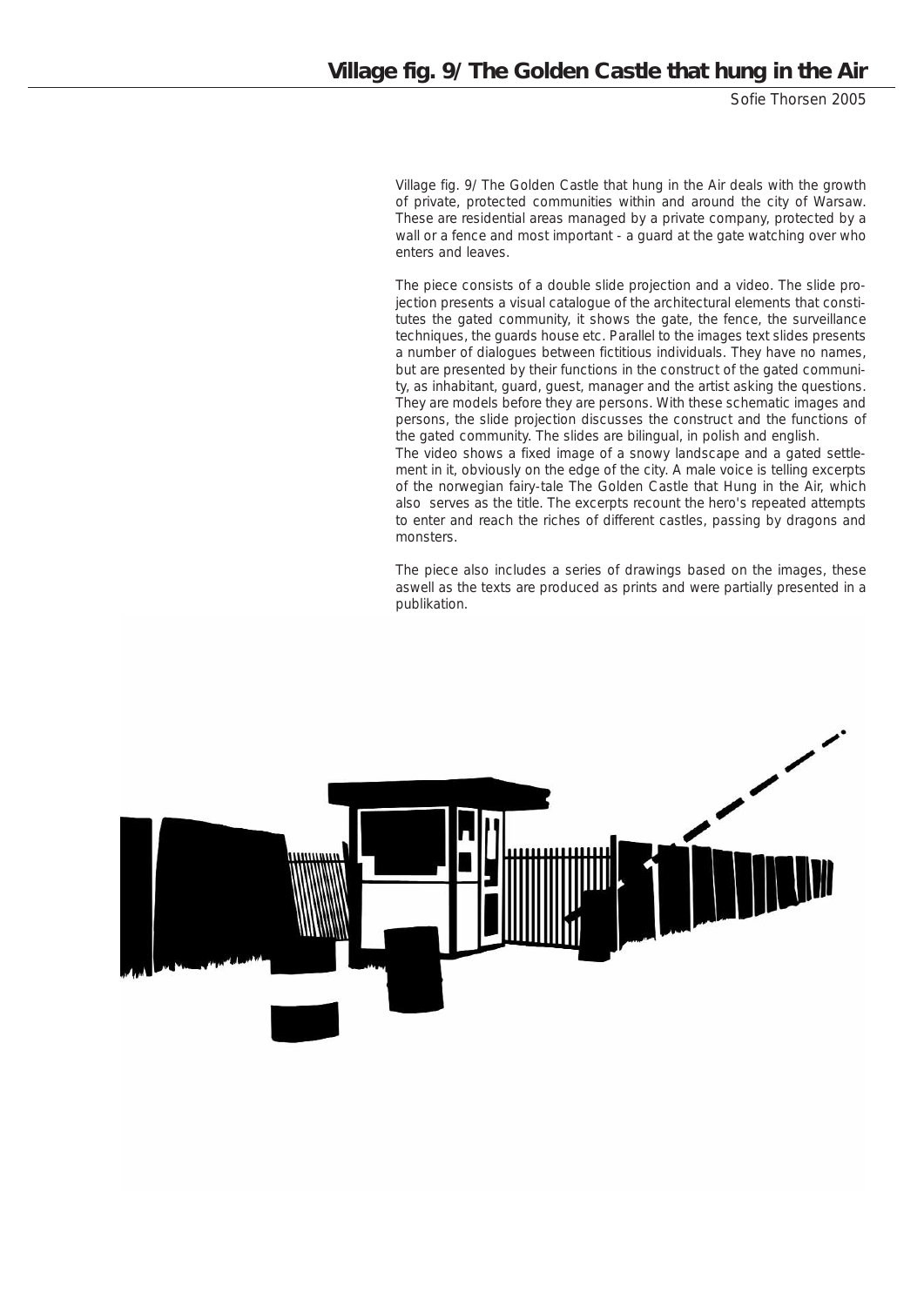# Village fig. 9/ The Golden Castle that hung in the Air

Sofie Thorsen 2005

Village fig. 9/ The Golden Castle that hung in the Air deals with the growth of private, protected communities within and around the city of Warsaw. These are residential areas managed by a private company, protected by a wall or a fence and most important - a guard at the gate watching over who enters and leaves.

The piece consists of a double slide projection and a video. The slide projection presents a visual catalogue of the architectural elements that constitutes the gated community, it shows the gate, the fence, the surveillance techniques, the guards house etc. Parallel to the images text slides presents a number of dialogues between fictitious individuals. They have no names, but are presented by their functions in the construct of the gated community, as inhabitant, guard, guest, manager and the artist asking the questions. They are models before they are persons. With these schematic images and persons, the slide projection discusses the construct and the functions of the gated community. The slides are bilingual, in polish and english.
The video shows a fixed image of a snowy landscape and a gated settlement in it, obviously on the edge of the city. A male voice is telling excerpts of the norwegian fairy-tale The Golden Castle that Hung in the Air, which also serves as the title. The excerpts recount the hero's repeated attempts to enter and reach the riches of different castles, passing by dragons and monsters.

The piece also includes a series of drawings based on the images, these aswell as the texts are produced as prints and were partially presented in a publikation.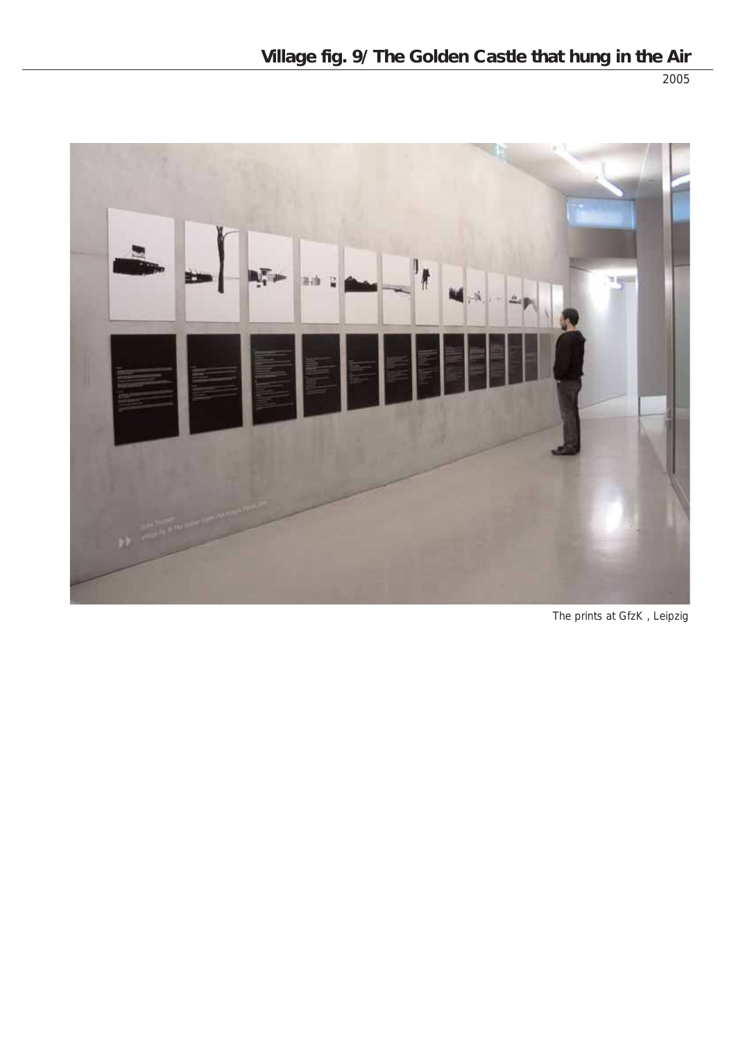## Village fig. 9/ The Golden Castle that hung in the Air

2005

The prints at GfzK , Leipzig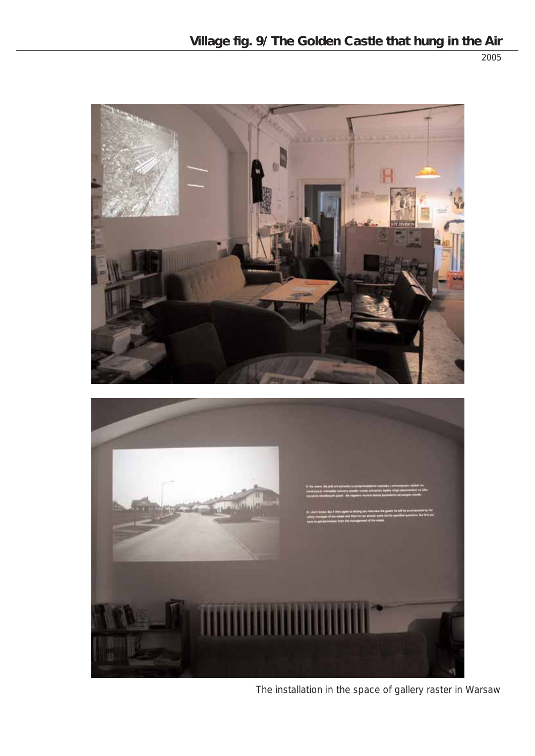# Village fig. 9/ The Golden Castle that hung in the Air

2005

The installation in the space of gallery raster in Warsaw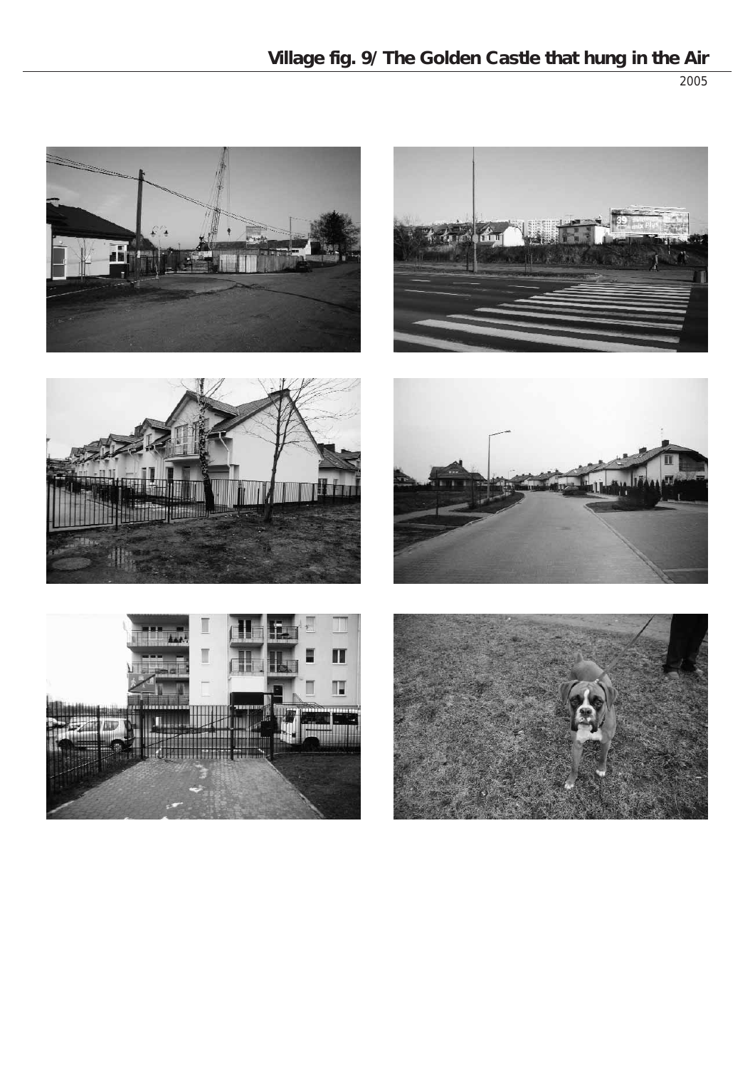## Village fig. 9/ The Golden Castle that hung in the Air

2005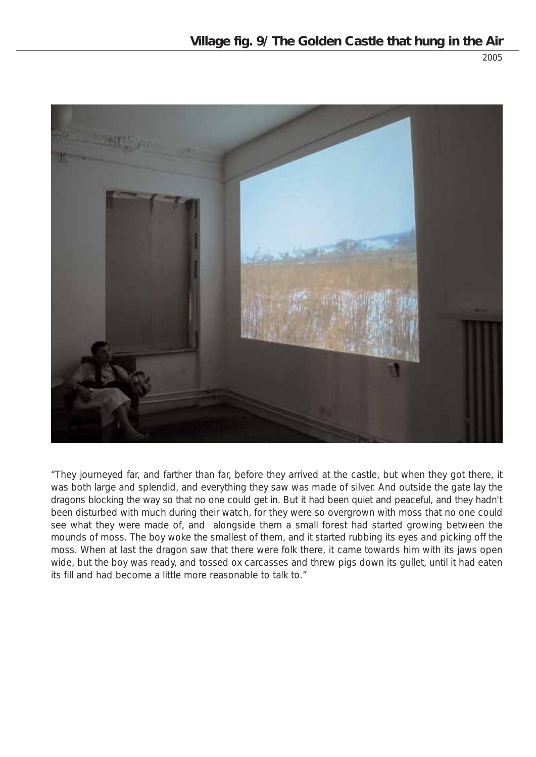## Village fig. 9/ The Golden Castle that hung in the Air

2005

"They journeyed far, and farther than far, before they arrived at the castle, but when they got there, it was both large and splendid, and everything they saw was made of silver. And outside the gate lay the dragons blocking the way so that no one could get in. But it had been quiet and peaceful, and they hadn't been disturbed with much during their watch, for they were so overgrown with moss that no one could see what they were made of, and alongside them a small forest had started growing between the mounds of moss. The boy woke the smallest of them, and it started rubbing its eyes and picking off the moss. When at last the dragon saw that there were folk there, it came towards him with its jaws open wide, but the boy was ready, and tossed ox carcasses and threw pigs down its gullet, until it had eaten its fill and had become a little more reasonable to talk to."